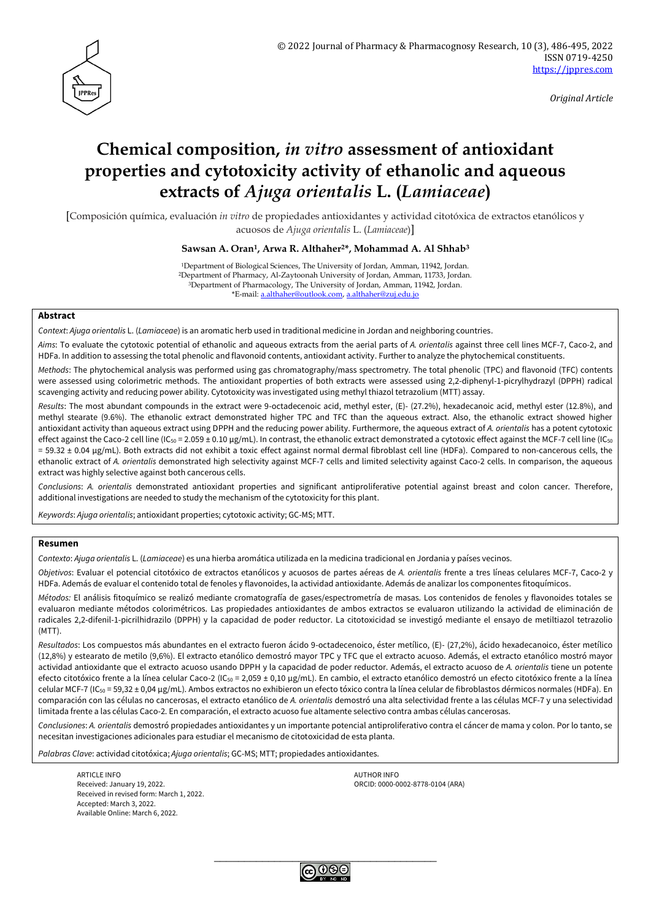© 2022 Journal of Pharmacy & Pharmacognosy Research, 10 (3), 486-495, 2022
ISSN 0719-4250
https://jppres.com

*Original Article*

# Chemical composition, *in vitro* assessment of antioxidant properties and cytotoxicity activity of ethanolic and aqueous extracts of *Ajuga orientalis* L. (*Lamiaceae*)

[Composición química, evaluación *in vitro* de propiedades antioxidantes y actividad citotóxica de extractos etanólicos y acuosos de *Ajuga orientalis* L. (*Lamiaceae*)]

**Sawsan A. Oran[1], Arwa R. Althaher[2]\*, Mohammad A. Al Shhab[3]**

[1]Department of Biological Sciences, The University of Jordan, Amman, 11942, Jordan.
[2]Department of Pharmacy, Al-Zaytoonah University of Jordan, Amman, 11733, Jordan.
[3]Department of Pharmacology, The University of Jordan, Amman, 11942, Jordan.
\*E-mail: a.althaher@outlook.com, a.althaher@zuj.edu.jo

## Abstract

*Context*: *Ajuga orientalis* L. (*Lamiaceae*) is an aromatic herb used in traditional medicine in Jordan and neighboring countries.

*Aims*: To evaluate the cytotoxic potential of ethanolic and aqueous extracts from the aerial parts of *A. orientalis* against three cell lines MCF-7, Caco-2, and HDFa. In addition to assessing the total phenolic and flavonoid contents, antioxidant activity. Further to analyze the phytochemical constituents.

*Methods*: The phytochemical analysis was performed using gas chromatography/mass spectrometry. The total phenolic (TPC) and flavonoid (TFC) contents were assessed using colorimetric methods. The antioxidant properties of both extracts were assessed using 2,2-diphenyl-1-picrylhydrazyl (DPPH) radical scavenging activity and reducing power ability. Cytotoxicity was investigated using methyl thiazol tetrazolium (MTT) assay.

*Results*: The most abundant compounds in the extract were 9-octadecenoic acid, methyl ester, (E)- (27.2%), hexadecanoic acid, methyl ester (12.8%), and methyl stearate (9.6%). The ethanolic extract demonstrated higher TPC and TFC than the aqueous extract. Also, the ethanolic extract showed higher antioxidant activity than aqueous extract using DPPH and the reducing power ability. Furthermore, the aqueous extract of *A. orientalis* has a potent cytotoxic effect against the Caco-2 cell line ($IC_{50}$ = 2.059 ± 0.10 µg/mL). In contrast, the ethanolic extract demonstrated a cytotoxic effect against the MCF-7 cell line ($IC_{50}$ = 59.32 ± 0.04 µg/mL). Both extracts did not exhibit a toxic effect against normal dermal fibroblast cell line (HDFa). Compared to non-cancerous cells, the ethanolic extract of *A. orientalis* demonstrated high selectivity against MCF-7 cells and limited selectivity against Caco-2 cells. In comparison, the aqueous extract was highly selective against both cancerous cells.

*Conclusions*: *A. orientalis* demonstrated antioxidant properties and significant antiproliferative potential against breast and colon cancer. Therefore, additional investigations are needed to study the mechanism of the cytotoxicity for this plant.

*Keywords*: *Ajuga orientalis*; antioxidant properties; cytotoxic activity; GC-MS; MTT.

## Resumen

*Contexto*: *Ajuga orientalis* L. (*Lamiaceae*) es una hierba aromática utilizada en la medicina tradicional en Jordania y países vecinos.

*Objetivos*: Evaluar el potencial citotóxico de extractos etanólicos y acuosos de partes aéreas de *A. orientalis* frente a tres líneas celulares MCF-7, Caco-2 y HDFa. Además de evaluar el contenido total de fenoles y flavonoides, la actividad antioxidante. Además de analizar los componentes fitoquímicos.

*Métodos:* El análisis fitoquímico se realizó mediante cromatografía de gases/espectrometría de masas. Los contenidos de fenoles y flavonoides totales se evaluaron mediante métodos colorimétricos. Las propiedades antioxidantes de ambos extractos se evaluaron utilizando la actividad de eliminación de radicales 2,2-difenil-1-picrilhidrazilo (DPPH) y la capacidad de poder reductor. La citotoxicidad se investigó mediante el ensayo de metiltiazol tetrazolio (MTT).

*Resultados*: Los compuestos más abundantes en el extracto fueron ácido 9-octadecenoico, éster metílico, (E)- (27,2%), ácido hexadecanoico, éster metílico (12,8%) y estearato de metilo (9,6%). El extracto etanólico demostró mayor TPC y TFC que el extracto acuoso. Además, el extracto etanólico mostró mayor actividad antioxidante que el extracto acuoso usando DPPH y la capacidad de poder reductor. Además, el extracto acuoso de *A. orientalis* tiene un potente efecto citotóxico frente a la línea celular Caco-2 ($IC_{50}$ = 2,059 ± 0,10 µg/mL). En cambio, el extracto etanólico demostró un efecto citotóxico frente a la línea celular MCF-7 ($IC_{50}$ = 59,32 ± 0,04 µg/mL). Ambos extractos no exhibieron un efecto tóxico contra la línea celular de fibroblastos dérmicos normales (HDFa). En comparación con las células no cancerosas, el extracto etanólico de *A. orientalis* demostró una alta selectividad frente a las células MCF-7 y una selectividad limitada frente a las células Caco-2. En comparación, el extracto acuoso fue altamente selectivo contra ambas células cancerosas.

*Conclusiones*: *A. orientalis* demostró propiedades antioxidantes y un importante potencial antiproliferativo contra el cáncer de mama y colon. Por lo tanto, se necesitan investigaciones adicionales para estudiar el mecanismo de citotoxicidad de esta planta.

*Palabras Clave*: actividad citotóxica; *Ajuga orientalis*; GC-MS; MTT; propiedades antioxidantes.

ARTICLE INFO
Received: January 19, 2022.
Received in revised form: March 1, 2022.
Accepted: March 3, 2022.
Available Online: March 6, 2022.

AUTHOR INFO
ORCID: 0000-0002-8778-0104 (ARA)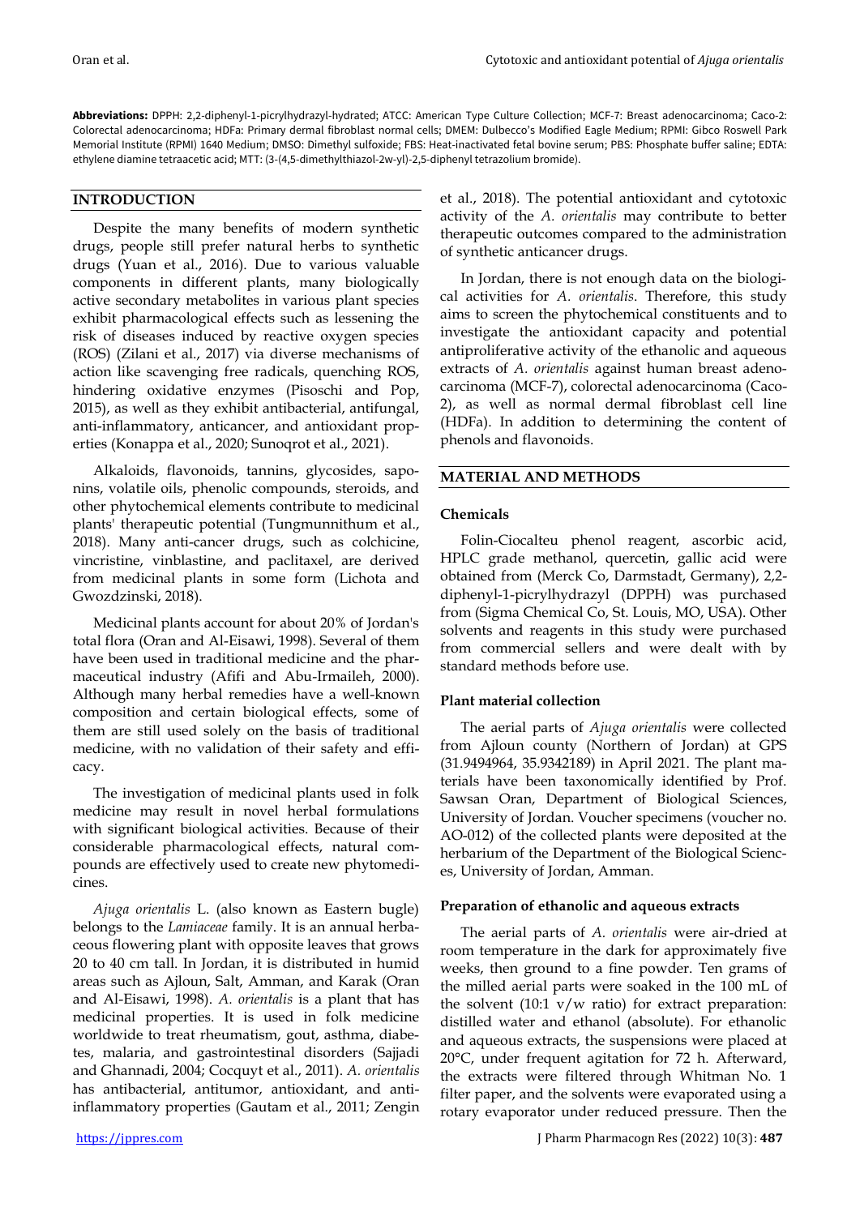**Abbreviations:** DPPH: 2,2-diphenyl-1-picrylhydrazyl-hydrated; ATCC: American Type Culture Collection; MCF-7: Breast adenocarcinoma; Caco-2: Colorectal adenocarcinoma; HDFa: Primary dermal fibroblast normal cells; DMEM: Dulbecco's Modified Eagle Medium; RPMI: Gibco Roswell Park Memorial Institute (RPMI) 1640 Medium; DMSO: Dimethyl sulfoxide; FBS: Heat-inactivated fetal bovine serum; PBS: Phosphate buffer saline; EDTA: ethylene diamine tetraacetic acid; MTT: (3-(4,5-dimethylthiazol-2w-yl)-2,5-diphenyl tetrazolium bromide).

## INTRODUCTION

Despite the many benefits of modern synthetic drugs, people still prefer natural herbs to synthetic drugs (Yuan et al., 2016). Due to various valuable components in different plants, many biologically active secondary metabolites in various plant species exhibit pharmacological effects such as lessening the risk of diseases induced by reactive oxygen species (ROS) (Zilani et al., 2017) via diverse mechanisms of action like scavenging free radicals, quenching ROS, hindering oxidative enzymes (Pisoschi and Pop, 2015), as well as they exhibit antibacterial, antifungal, anti-inflammatory, anticancer, and antioxidant properties (Konappa et al., 2020; Sunoqrot et al., 2021).

Alkaloids, flavonoids, tannins, glycosides, saponins, volatile oils, phenolic compounds, steroids, and other phytochemical elements contribute to medicinal plants' therapeutic potential (Tungmunnithum et al., 2018). Many anti-cancer drugs, such as colchicine, vincristine, vinblastine, and paclitaxel, are derived from medicinal plants in some form (Lichota and Gwozdzinski, 2018).

Medicinal plants account for about 20% of Jordan's total flora (Oran and Al-Eisawi, 1998). Several of them have been used in traditional medicine and the pharmaceutical industry (Afifi and Abu-Irmaileh, 2000). Although many herbal remedies have a well-known composition and certain biological effects, some of them are still used solely on the basis of traditional medicine, with no validation of their safety and efficacy.

The investigation of medicinal plants used in folk medicine may result in novel herbal formulations with significant biological activities. Because of their considerable pharmacological effects, natural compounds are effectively used to create new phytomedicines.

*Ajuga orientalis* L. (also known as Eastern bugle) belongs to the *Lamiaceae* family. It is an annual herbaceous flowering plant with opposite leaves that grows 20 to 40 cm tall. In Jordan, it is distributed in humid areas such as Ajloun, Salt, Amman, and Karak (Oran and Al-Eisawi, 1998). *A. orientalis* is a plant that has medicinal properties. It is used in folk medicine worldwide to treat rheumatism, gout, asthma, diabetes, malaria, and gastrointestinal disorders (Sajjadi and Ghannadi, 2004; Cocquyt et al., 2011). *A. orientalis* has antibacterial, antitumor, antioxidant, and anti-inflammatory properties (Gautam et al., 2011; Zengin et al., 2018). The potential antioxidant and cytotoxic activity of the *A. orientalis* may contribute to better therapeutic outcomes compared to the administration of synthetic anticancer drugs.

In Jordan, there is not enough data on the biological activities for *A. orientalis*. Therefore, this study aims to screen the phytochemical constituents and to investigate the antioxidant capacity and potential antiproliferative activity of the ethanolic and aqueous extracts of *A. orientalis* against human breast adenocarcinoma (MCF-7), colorectal adenocarcinoma (Caco-2), as well as normal dermal fibroblast cell line (HDFa). In addition to determining the content of phenols and flavonoids.

## MATERIAL AND METHODS

### Chemicals

Folin-Ciocalteu phenol reagent, ascorbic acid, HPLC grade methanol, quercetin, gallic acid were obtained from (Merck Co, Darmstadt, Germany), 2,2-diphenyl-1-picrylhydrazyl (DPPH) was purchased from (Sigma Chemical Co, St. Louis, MO, USA). Other solvents and reagents in this study were purchased from commercial sellers and were dealt with by standard methods before use.

### Plant material collection

The aerial parts of *Ajuga orientalis* were collected from Ajloun county (Northern of Jordan) at GPS (31.9494964, 35.9342189) in April 2021. The plant materials have been taxonomically identified by Prof. Sawsan Oran, Department of Biological Sciences, University of Jordan. Voucher specimens (voucher no. AO-012) of the collected plants were deposited at the herbarium of the Department of the Biological Sciences, University of Jordan, Amman.

### Preparation of ethanolic and aqueous extracts

The aerial parts of *A. orientalis* were air-dried at room temperature in the dark for approximately five weeks, then ground to a fine powder. Ten grams of the milled aerial parts were soaked in the 100 mL of the solvent (10:1 v/w ratio) for extract preparation: distilled water and ethanol (absolute). For ethanolic and aqueous extracts, the suspensions were placed at 20°C, under frequent agitation for 72 h. Afterward, the extracts were filtered through Whitman No. 1 filter paper, and the solvents were evaporated using a rotary evaporator under reduced pressure. Then the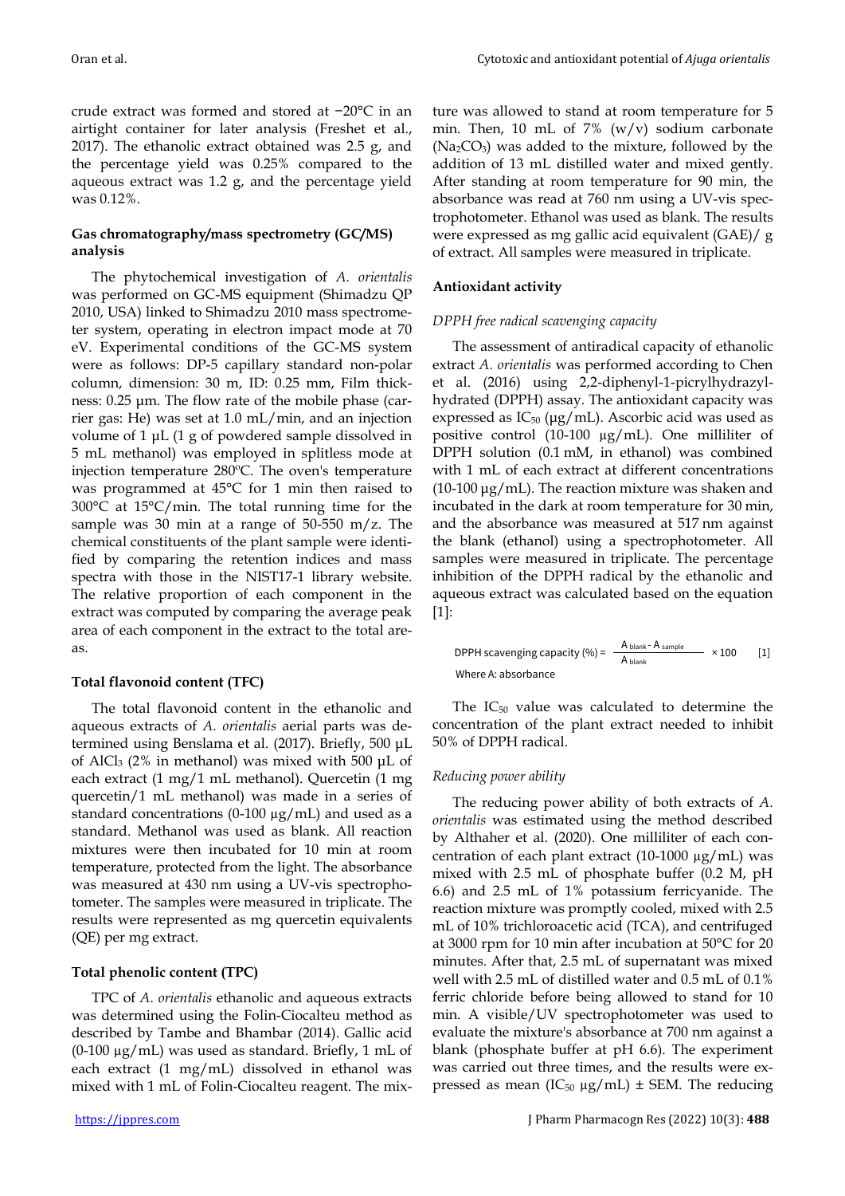crude extract was formed and stored at −20°C in an airtight container for later analysis (Freshet et al., 2017). The ethanolic extract obtained was 2.5 g, and the percentage yield was 0.25% compared to the aqueous extract was 1.2 g, and the percentage yield was 0.12%.

### Gas chromatography/mass spectrometry (GC/MS) analysis

The phytochemical investigation of *A. orientalis* was performed on GC-MS equipment (Shimadzu QP 2010, USA) linked to Shimadzu 2010 mass spectrometer system, operating in electron impact mode at 70 eV. Experimental conditions of the GC-MS system were as follows: DP-5 capillary standard non-polar column, dimension: 30 m, ID: 0.25 mm, Film thickness: 0.25 µm. The flow rate of the mobile phase (carrier gas: He) was set at 1.0 mL/min, and an injection volume of 1 µL (1 g of powdered sample dissolved in 5 mL methanol) was employed in splitless mode at injection temperature 280ºC. The oven's temperature was programmed at 45°C for 1 min then raised to 300°C at 15°C/min. The total running time for the sample was 30 min at a range of 50-550 m/z. The chemical constituents of the plant sample were identified by comparing the retention indices and mass spectra with those in the NIST17-1 library website. The relative proportion of each component in the extract was computed by comparing the average peak area of each component in the extract to the total areas.

### Total flavonoid content (TFC)

The total flavonoid content in the ethanolic and aqueous extracts of *A. orientalis* aerial parts was determined using Benslama et al. (2017). Briefly, 500 µL of $AlCl_3$ (2% in methanol) was mixed with 500 µL of each extract (1 mg/1 mL methanol). Quercetin (1 mg quercetin/1 mL methanol) was made in a series of standard concentrations (0-100 µg/mL) and used as a standard. Methanol was used as blank. All reaction mixtures were then incubated for 10 min at room temperature, protected from the light. The absorbance was measured at 430 nm using a UV-vis spectrophotometer. The samples were measured in triplicate. The results were represented as mg quercetin equivalents (QE) per mg extract.

### Total phenolic content (TPC)

TPC of *A. orientalis* ethanolic and aqueous extracts was determined using the Folin-Ciocalteu method as described by Tambe and Bhambar (2014). Gallic acid (0-100 µg/mL) was used as standard. Briefly, 1 mL of each extract (1 mg/mL) dissolved in ethanol was mixed with 1 mL of Folin-Ciocalteu reagent. The mixture was allowed to stand at room temperature for 5 min. Then, 10 mL of 7% (w/v) sodium carbonate ($Na_2CO_3$) was added to the mixture, followed by the addition of 13 mL distilled water and mixed gently. After standing at room temperature for 90 min, the absorbance was read at 760 nm using a UV-vis spectrophotometer. Ethanol was used as blank. The results were expressed as mg gallic acid equivalent (GAE)/ g of extract. All samples were measured in triplicate.

### Antioxidant activity

#### *DPPH free radical scavenging capacity*

The assessment of antiradical capacity of ethanolic extract *A. orientalis* was performed according to Chen et al. (2016) using 2,2-diphenyl-1-picrylhydrazyl-hydrated (DPPH) assay. The antioxidant capacity was expressed as $IC_{50}$ (µg/mL). Ascorbic acid was used as positive control (10-100 µg/mL). One milliliter of DPPH solution (0.1 mM, in ethanol) was combined with 1 mL of each extract at different concentrations (10-100 µg/mL). The reaction mixture was shaken and incubated in the dark at room temperature for 30 min, and the absorbance was measured at 517 nm against the blank (ethanol) using a spectrophotometer. All samples were measured in triplicate. The percentage inhibition of the DPPH radical by the ethanolic and aqueous extract was calculated based on the equation [1]:

$$\text{DPPH scavenging capacity (\%)} = \frac{A_{blank} - A_{sample}}{A_{blank}} \times 100 \quad [1]$$

Where A: absorbance

The $IC_{50}$ value was calculated to determine the concentration of the plant extract needed to inhibit 50% of DPPH radical.

#### *Reducing power ability*

The reducing power ability of both extracts of *A. orientalis* was estimated using the method described by Althaher et al. (2020). One milliliter of each concentration of each plant extract (10-1000 µg/mL) was mixed with 2.5 mL of phosphate buffer (0.2 M, pH 6.6) and 2.5 mL of 1% potassium ferricyanide. The reaction mixture was promptly cooled, mixed with 2.5 mL of 10% trichloroacetic acid (TCA), and centrifuged at 3000 rpm for 10 min after incubation at 50°C for 20 minutes. After that, 2.5 mL of supernatant was mixed well with 2.5 mL of distilled water and 0.5 mL of 0.1% ferric chloride before being allowed to stand for 10 min. A visible/UV spectrophotometer was used to evaluate the mixture's absorbance at 700 nm against a blank (phosphate buffer at pH 6.6). The experiment was carried out three times, and the results were expressed as mean ($IC_{50}$ µg/mL) ± SEM. The reducing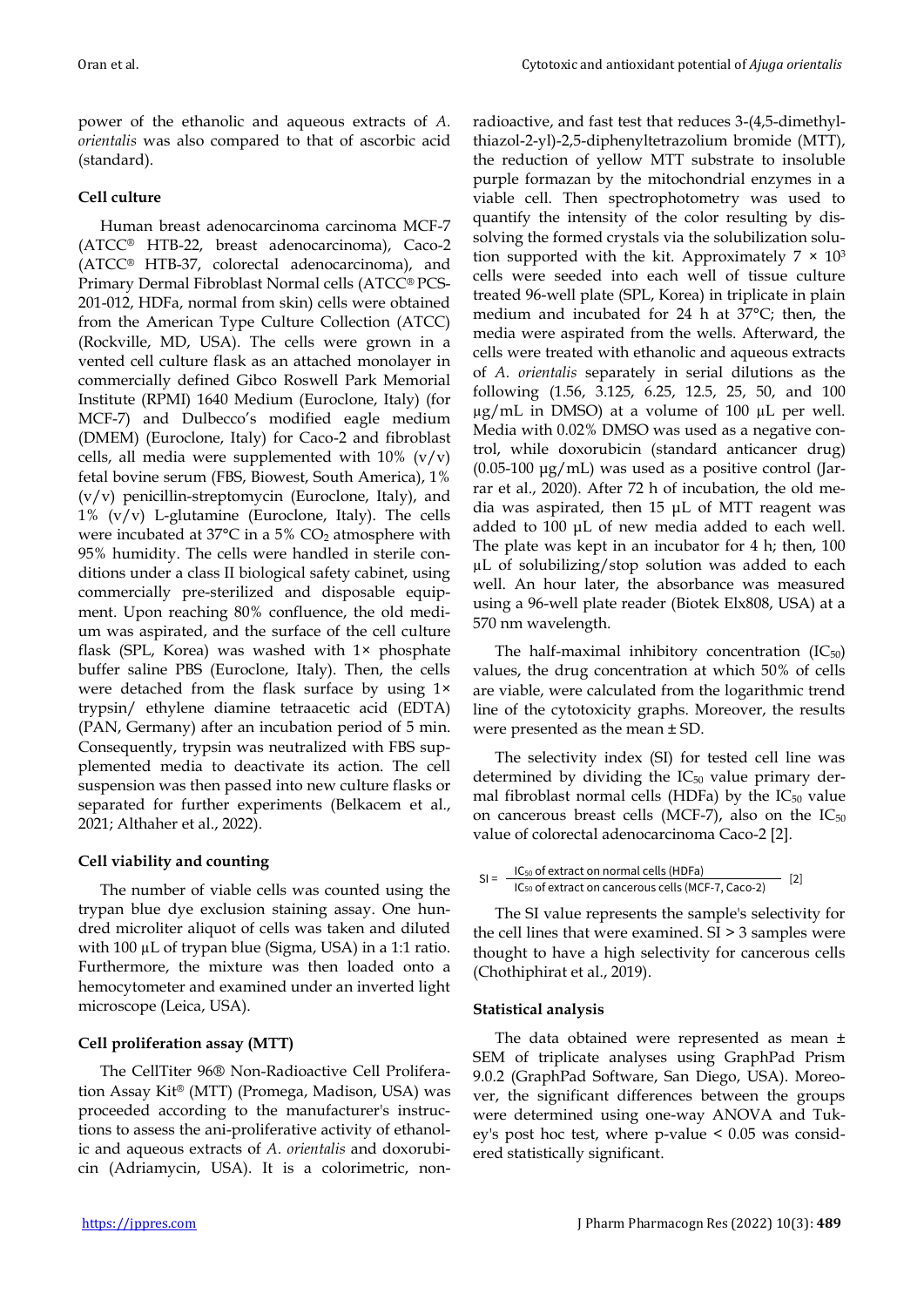power of the ethanolic and aqueous extracts of *A. orientalis* was also compared to that of ascorbic acid (standard).

### Cell culture

Human breast adenocarcinoma carcinoma MCF-7 (ATCC® HTB-22, breast adenocarcinoma), Caco-2 (ATCC® HTB-37, colorectal adenocarcinoma), and Primary Dermal Fibroblast Normal cells (ATCC® PCS-201-012, HDFa, normal from skin) cells were obtained from the American Type Culture Collection (ATCC) (Rockville, MD, USA). The cells were grown in a vented cell culture flask as an attached monolayer in commercially defined Gibco Roswell Park Memorial Institute (RPMI) 1640 Medium (Euroclone, Italy) (for MCF-7) and Dulbecco's modified eagle medium (DMEM) (Euroclone, Italy) for Caco-2 and fibroblast cells, all media were supplemented with 10% (v/v) fetal bovine serum (FBS, Biowest, South America), 1% (v/v) penicillin-streptomycin (Euroclone, Italy), and 1% (v/v) L-glutamine (Euroclone, Italy). The cells were incubated at 37°C in a 5% $CO_2$ atmosphere with 95% humidity. The cells were handled in sterile conditions under a class II biological safety cabinet, using commercially pre-sterilized and disposable equipment. Upon reaching 80% confluence, the old medium was aspirated, and the surface of the cell culture flask (SPL, Korea) was washed with 1× phosphate buffer saline PBS (Euroclone, Italy). Then, the cells were detached from the flask surface by using 1× trypsin/ ethylene diamine tetraacetic acid (EDTA) (PAN, Germany) after an incubation period of 5 min. Consequently, trypsin was neutralized with FBS supplemented media to deactivate its action. The cell suspension was then passed into new culture flasks or separated for further experiments (Belkacem et al., 2021; Althaher et al., 2022).

### Cell viability and counting

The number of viable cells was counted using the trypan blue dye exclusion staining assay. One hundred microliter aliquot of cells was taken and diluted with 100 µL of trypan blue (Sigma, USA) in a 1:1 ratio. Furthermore, the mixture was then loaded onto a hemocytometer and examined under an inverted light microscope (Leica, USA).

### Cell proliferation assay (MTT)

The CellTiter 96® Non-Radioactive Cell Proliferation Assay Kit® (MTT) (Promega, Madison, USA) was proceeded according to the manufacturer's instructions to assess the ani-proliferative activity of ethanolic and aqueous extracts of *A. orientalis* and doxorubicin (Adriamycin, USA). It is a colorimetric, non-radioactive, and fast test that reduces 3-(4,5-dimethylthiazol-2-yl)-2,5-diphenyltetrazolium bromide (MTT), the reduction of yellow MTT substrate to insoluble purple formazan by the mitochondrial enzymes in a viable cell. Then spectrophotometry was used to quantify the intensity of the color resulting by dissolving the formed crystals via the solubilization solution supported with the kit. Approximately $7 \times 10^3$ cells were seeded into each well of tissue culture treated 96-well plate (SPL, Korea) in triplicate in plain medium and incubated for 24 h at 37°C; then, the media were aspirated from the wells. Afterward, the cells were treated with ethanolic and aqueous extracts of *A. orientalis* separately in serial dilutions as the following (1.56, 3.125, 6.25, 12.5, 25, 50, and 100 µg/mL in DMSO) at a volume of 100 µL per well. Media with 0.02% DMSO was used as a negative control, while doxorubicin (standard anticancer drug) (0.05-100 µg/mL) was used as a positive control (Jarrar et al., 2020). After 72 h of incubation, the old media was aspirated, then 15 µL of MTT reagent was added to 100 µL of new media added to each well. The plate was kept in an incubator for 4 h; then, 100 µL of solubilizing/stop solution was added to each well. An hour later, the absorbance was measured using a 96-well plate reader (Biotek Elx808, USA) at a 570 nm wavelength.

The half-maximal inhibitory concentration ($IC_{50}$) values, the drug concentration at which 50% of cells are viable, were calculated from the logarithmic trend line of the cytotoxicity graphs. Moreover, the results were presented as the mean ± SD.

The selectivity index (SI) for tested cell line was determined by dividing the $IC_{50}$ value primary dermal fibroblast normal cells (HDFa) by the $IC_{50}$ value on cancerous breast cells (MCF-7), also on the $IC_{50}$ value of colorectal adenocarcinoma Caco-2 [2].

$$SI = \frac{IC_{50} \text{ of extract on normal cells (HDFa)}}{IC_{50} \text{ of extract on cancerous cells (MCF-7, Caco-2)}} \quad [2]$$

The SI value represents the sample's selectivity for the cell lines that were examined. SI > 3 samples were thought to have a high selectivity for cancerous cells (Chothiphirat et al., 2019).

### Statistical analysis

The data obtained were represented as mean ± SEM of triplicate analyses using GraphPad Prism 9.0.2 (GraphPad Software, San Diego, USA). Moreover, the significant differences between the groups were determined using one-way ANOVA and Tukey's post hoc test, where p-value < 0.05 was considered statistically significant.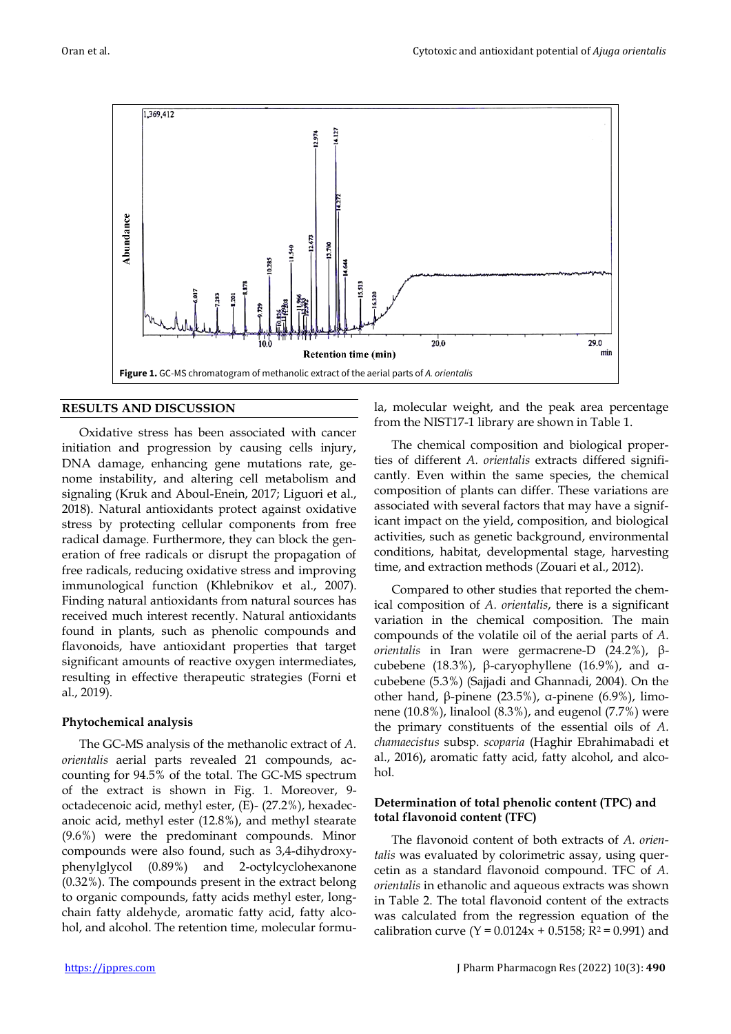Figure 1. GC-MS chromatogram of methanolic extract of the aerial parts of *A. orientalis*

## RESULTS AND DISCUSSION

Oxidative stress has been associated with cancer initiation and progression by causing cells injury, DNA damage, enhancing gene mutations rate, genome instability, and altering cell metabolism and signaling (Kruk and Aboul-Enein, 2017; Liguori et al., 2018). Natural antioxidants protect against oxidative stress by protecting cellular components from free radical damage. Furthermore, they can block the generation of free radicals or disrupt the propagation of free radicals, reducing oxidative stress and improving immunological function (Khlebnikov et al., 2007). Finding natural antioxidants from natural sources has received much interest recently. Natural antioxidants found in plants, such as phenolic compounds and flavonoids, have antioxidant properties that target significant amounts of reactive oxygen intermediates, resulting in effective therapeutic strategies (Forni et al., 2019).

### Phytochemical analysis

The GC-MS analysis of the methanolic extract of *A. orientalis* aerial parts revealed 21 compounds, accounting for 94.5% of the total. The GC-MS spectrum of the extract is shown in Fig. 1. Moreover, 9-octadecenoic acid, methyl ester, (E)- (27.2%), hexadecanoic acid, methyl ester (12.8%), and methyl stearate (9.6%) were the predominant compounds. Minor compounds were also found, such as 3,4-dihydroxyphenylglycol (0.89%) and 2-octylcyclohexanone (0.32%). The compounds present in the extract belong to organic compounds, fatty acids methyl ester, long-chain fatty aldehyde, aromatic fatty acid, fatty alcohol, and alcohol. The retention time, molecular formula, molecular weight, and the peak area percentage from the NIST17-1 library are shown in Table 1.

The chemical composition and biological properties of different *A. orientalis* extracts differed significantly. Even within the same species, the chemical composition of plants can differ. These variations are associated with several factors that may have a significant impact on the yield, composition, and biological activities, such as genetic background, environmental conditions, habitat, developmental stage, harvesting time, and extraction methods (Zouari et al., 2012).

Compared to other studies that reported the chemical composition of *A. orientalis*, there is a significant variation in the chemical composition. The main compounds of the volatile oil of the aerial parts of *A. orientalis* in Iran were germacrene-D (24.2%), β-cubebene (18.3%), β-caryophyllene (16.9%), and α-cubebene (5.3%) (Sajjadi and Ghannadi, 2004). On the other hand, β-pinene (23.5%), α-pinene (6.9%), limonene (10.8%), linalool (8.3%), and eugenol (7.7%) were the primary constituents of the essential oils of *A. chamaecistus* subsp. *scoparia* (Haghir Ebrahimabadi et al., 2016), aromatic fatty acid, fatty alcohol, and alcohol.

### Determination of total phenolic content (TPC) and total flavonoid content (TFC)

The flavonoid content of both extracts of *A. orientalis* was evaluated by colorimetric assay, using quercetin as a standard flavonoid compound. TFC of *A. orientalis* in ethanolic and aqueous extracts was shown in Table 2. The total flavonoid content of the extracts was calculated from the regression equation of the calibration curve ($Y = 0.0124x + 0.5158$; $R^2 = 0.991$) and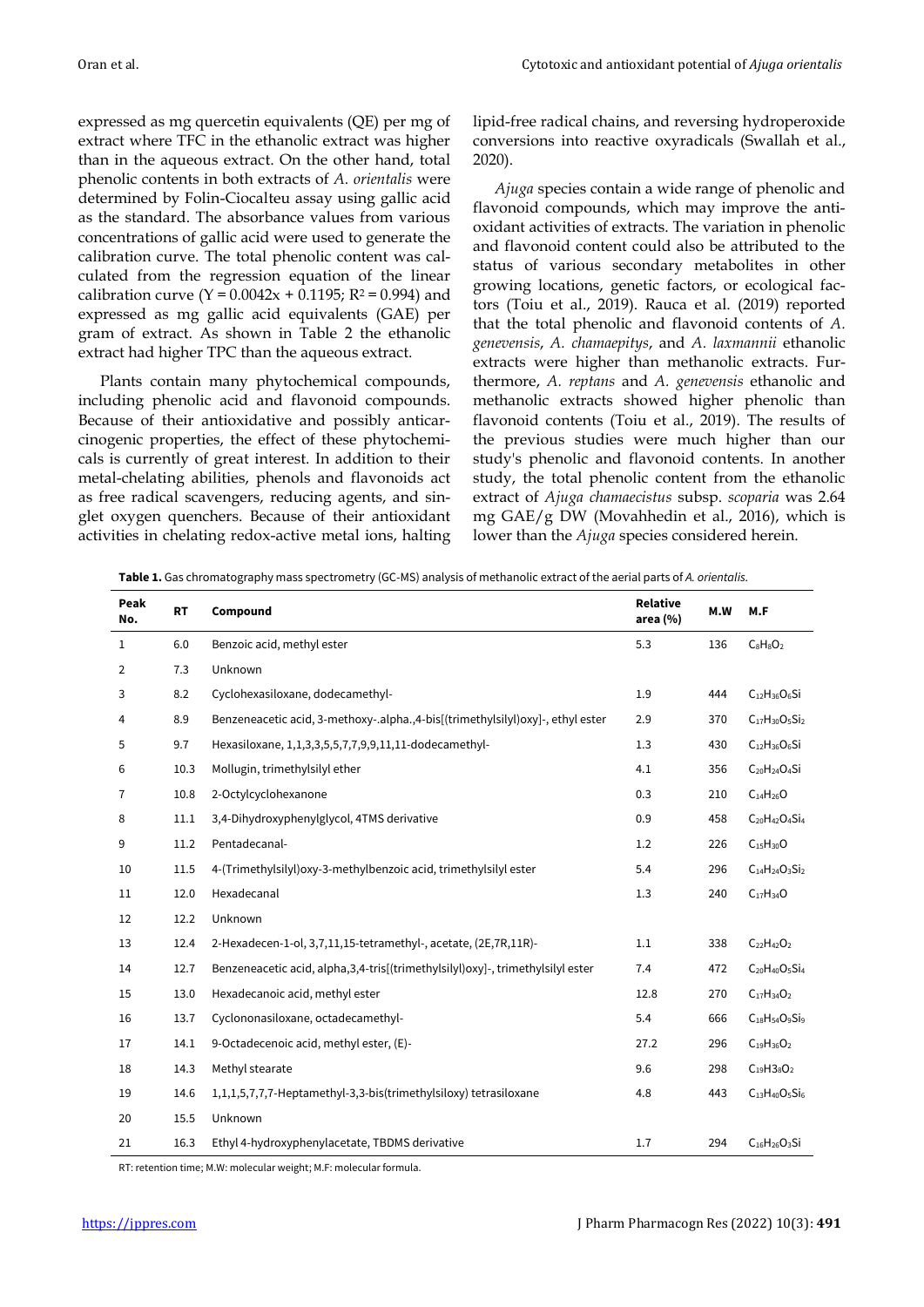expressed as mg quercetin equivalents (QE) per mg of extract where TFC in the ethanolic extract was higher than in the aqueous extract. On the other hand, total phenolic contents in both extracts of *A. orientalis* were determined by Folin-Ciocalteu assay using gallic acid as the standard. The absorbance values from various concentrations of gallic acid were used to generate the calibration curve. The total phenolic content was calculated from the regression equation of the linear calibration curve ($Y = 0.0042x + 0.1195$; $R^2 = 0.994$) and expressed as mg gallic acid equivalents (GAE) per gram of extract. As shown in Table 2 the ethanolic extract had higher TPC than the aqueous extract.

Plants contain many phytochemical compounds, including phenolic acid and flavonoid compounds. Because of their antioxidative and possibly anticarcinogenic properties, the effect of these phytochemicals is currently of great interest. In addition to their metal-chelating abilities, phenols and flavonoids act as free radical scavengers, reducing agents, and singlet oxygen quenchers. Because of their antioxidant activities in chelating redox-active metal ions, halting lipid-free radical chains, and reversing hydroperoxide conversions into reactive oxyradicals (Swallah et al., 2020).

*Ajuga* species contain a wide range of phenolic and flavonoid compounds, which may improve the antioxidant activities of extracts. The variation in phenolic and flavonoid content could also be attributed to the status of various secondary metabolites in other growing locations, genetic factors, or ecological factors (Toiu et al., 2019). Rauca et al. (2019) reported that the total phenolic and flavonoid contents of *A. genevensis*, *A. chamaepitys*, and *A. laxmannii* ethanolic extracts were higher than methanolic extracts. Furthermore, *A. reptans* and *A. genevensis* ethanolic and methanolic extracts showed higher phenolic than flavonoid contents (Toiu et al., 2019). The results of the previous studies were much higher than our study's phenolic and flavonoid contents. In another study, the total phenolic content from the ethanolic extract of *Ajuga chamaecistus* subsp. *scoparia* was 2.64 mg GAE/g DW (Movahhedin et al., 2016), which is lower than the *Ajuga* species considered herein.

**Table 1.** Gas chromatography mass spectrometry (GC-MS) analysis of methanolic extract of the aerial parts of *A. orientalis*.

| Peak No. | RT | Compound | Relative area (%) | M.W | M.F |
|---|---|---|---|---|---|
| 1 | 6.0 | Benzoic acid, methyl ester | 5.3 | 136 | $C_8H_8O_2$ |
| 2 | 7.3 | Unknown | | | |
| 3 | 8.2 | Cyclohexasiloxane, dodecamethyl- | 1.9 | 444 | $C_{12}H_{36}O_6Si$ |
| 4 | 8.9 | Benzeneacetic acid, 3-methoxy-.alpha.,4-bis[(trimethylsilyl)oxy]-, ethyl ester | 2.9 | 370 | $C_{17}H_{30}O_5Si_2$ |
| 5 | 9.7 | Hexasiloxane, 1,1,3,3,5,5,7,7,9,9,11,11-dodecamethyl- | 1.3 | 430 | $C_{12}H_{36}O_6Si$ |
| 6 | 10.3 | Mollugin, trimethylsilyl ether | 4.1 | 356 | $C_{20}H_{24}O_4Si$ |
| 7 | 10.8 | 2-Octylcyclohexanone | 0.3 | 210 | $C_{14}H_{26}O$ |
| 8 | 11.1 | 3,4-Dihydroxyphenylglycol, 4TMS derivative | 0.9 | 458 | $C_{20}H_{42}O_4Si_4$ |
| 9 | 11.2 | Pentadecanal- | 1.2 | 226 | $C_{15}H_{30}O$ |
| 10 | 11.5 | 4-(Trimethylsilyl)oxy-3-methylbenzoic acid, trimethylsilyl ester | 5.4 | 296 | $C_{14}H_{24}O_3Si_2$ |
| 11 | 12.0 | Hexadecanal | 1.3 | 240 | $C_{17}H_{34}O$ |
| 12 | 12.2 | Unknown | | | |
| 13 | 12.4 | 2-Hexadecen-1-ol, 3,7,11,15-tetramethyl-, acetate, (2E,7R,11R)- | 1.1 | 338 | $C_{22}H_{42}O_2$ |
| 14 | 12.7 | Benzeneacetic acid, alpha,3,4-tris[(trimethylsilyl)oxy]-, trimethylsilyl ester | 7.4 | 472 | $C_{20}H_{40}O_5Si_4$ |
| 15 | 13.0 | Hexadecanoic acid, methyl ester | 12.8 | 270 | $C_{17}H_{34}O_2$ |
| 16 | 13.7 | Cyclononasiloxane, octadecamethyl- | 5.4 | 666 | $C_{18}H_{54}O_9Si_9$ |
| 17 | 14.1 | 9-Octadecenoic acid, methyl ester, (E)- | 27.2 | 296 | $C_{19}H_{36}O_2$ |
| 18 | 14.3 | Methyl stearate | 9.6 | 298 | $C_{19}H38O_2$ |
| 19 | 14.6 | 1,1,1,5,7,7,7-Heptamethyl-3,3-bis(trimethylsiloxy) tetrasiloxane | 4.8 | 443 | $C_{13}H_{40}O_5Si_6$ |
| 20 | 15.5 | Unknown | | | |
| 21 | 16.3 | Ethyl 4-hydroxyphenylacetate, TBDMS derivative | 1.7 | 294 | $C_{16}H_{26}O_3Si$ |

RT: retention time; M.W: molecular weight; M.F: molecular formula.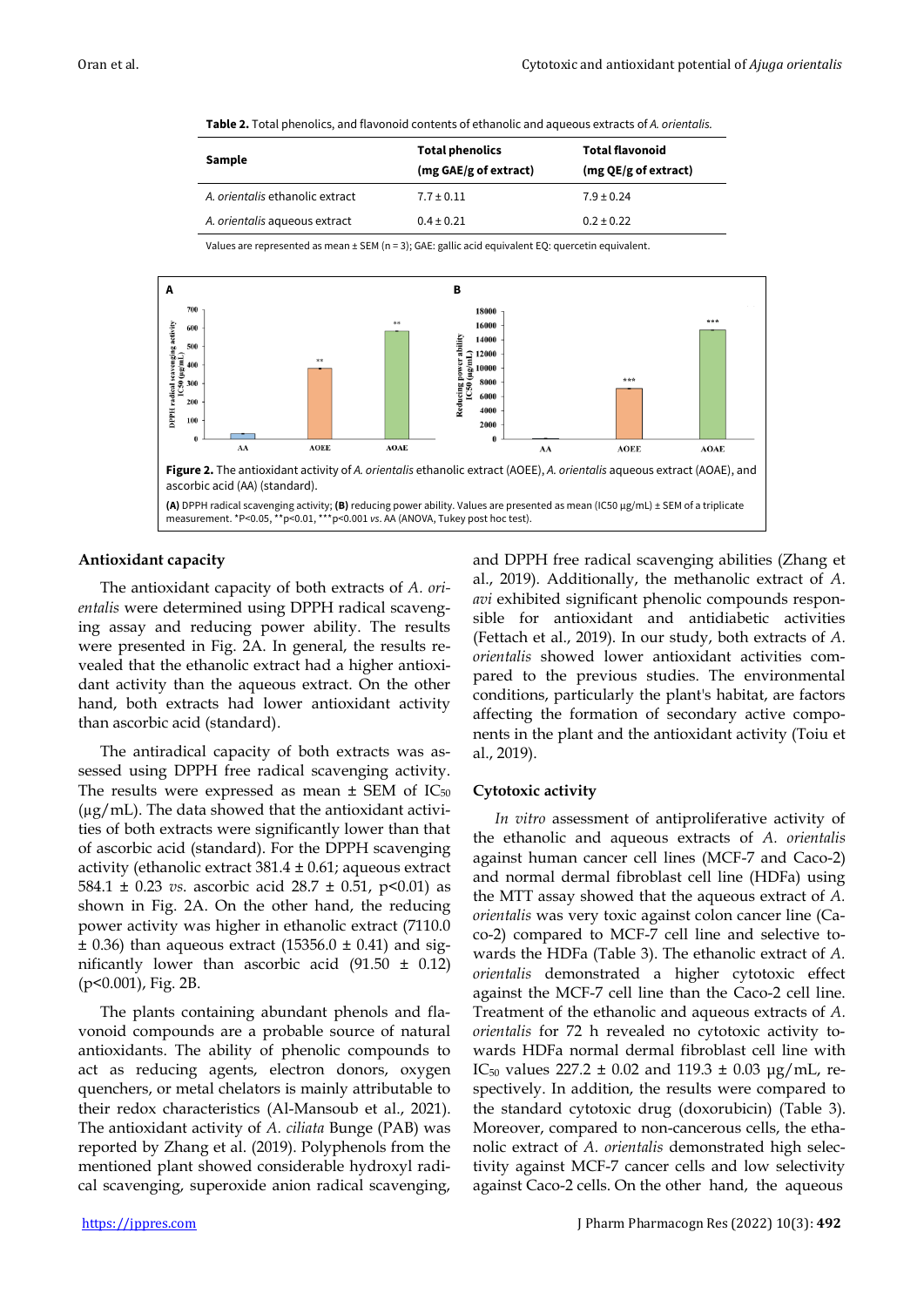**Table 2.** Total phenolics, and flavonoid contents of ethanolic and aqueous extracts of *A. orientalis.*

| Sample | Total phenolics (mg GAE/g of extract) | Total flavonoid (mg QE/g of extract) |
|---|---|---|
| *A. orientalis* ethanolic extract | 7.7 ± 0.11 | 7.9 ± 0.24 |
| *A. orientalis* aqueous extract | 0.4 ± 0.21 | 0.2 ± 0.22 |

Values are represented as mean ± SEM (n = 3); GAE: gallic acid equivalent EQ: quercetin equivalent.

**Figure 2.** The antioxidant activity of *A. orientalis* ethanolic extract (AOEE), *A. orientalis* aqueous extract (AOAE), and ascorbic acid (AA) (standard).

**(A)** DPPH radical scavenging activity; **(B)** reducing power ability. Values are presented as mean (IC50 µg/mL) ± SEM of a triplicate measurement. *P<0.05, **p<0.01, ***p<0.001 *vs.* AA (ANOVA, Tukey post hoc test).

### Antioxidant capacity

The antioxidant capacity of both extracts of *A. orientalis* were determined using DPPH radical scavenging assay and reducing power ability. The results were presented in Fig. 2A. In general, the results revealed that the ethanolic extract had a higher antioxidant activity than the aqueous extract. On the other hand, both extracts had lower antioxidant activity than ascorbic acid (standard).

The antiradical capacity of both extracts was assessed using DPPH free radical scavenging activity. The results were expressed as mean ± SEM of $IC_{50}$ (µg/mL). The data showed that the antioxidant activities of both extracts were significantly lower than that of ascorbic acid (standard). For the DPPH scavenging activity (ethanolic extract 381.4 ± 0.61; aqueous extract 584.1 ± 0.23 *vs.* ascorbic acid 28.7 ± 0.51, p<0.01) as shown in Fig. 2A. On the other hand, the reducing power activity was higher in ethanolic extract (7110.0 ± 0.36) than aqueous extract (15356.0 ± 0.41) and significantly lower than ascorbic acid (91.50 ± 0.12) (p<0.001), Fig. 2B.

The plants containing abundant phenols and flavonoid compounds are a probable source of natural antioxidants. The ability of phenolic compounds to act as reducing agents, electron donors, oxygen quenchers, or metal chelators is mainly attributable to their redox characteristics (Al-Mansoub et al., 2021). The antioxidant activity of *A. ciliata* Bunge (PAB) was reported by Zhang et al. (2019). Polyphenols from the mentioned plant showed considerable hydroxyl radical scavenging, superoxide anion radical scavenging, and DPPH free radical scavenging abilities (Zhang et al., 2019). Additionally, the methanolic extract of *A. avi* exhibited significant phenolic compounds responsible for antioxidant and antidiabetic activities (Fettach et al., 2019). In our study, both extracts of *A. orientalis* showed lower antioxidant activities compared to the previous studies. The environmental conditions, particularly the plant's habitat, are factors affecting the formation of secondary active components in the plant and the antioxidant activity (Toiu et al., 2019).

### Cytotoxic activity

*In vitro* assessment of antiproliferative activity of the ethanolic and aqueous extracts of *A. orientalis* against human cancer cell lines (MCF-7 and Caco-2) and normal dermal fibroblast cell line (HDFa) using the MTT assay showed that the aqueous extract of *A. orientalis* was very toxic against colon cancer line (Caco-2) compared to MCF-7 cell line and selective towards the HDFa (Table 3). The ethanolic extract of *A. orientalis* demonstrated a higher cytotoxic effect against the MCF-7 cell line than the Caco-2 cell line. Treatment of the ethanolic and aqueous extracts of *A. orientalis* for 72 h revealed no cytotoxic activity towards HDFa normal dermal fibroblast cell line with $IC_{50}$ values 227.2 ± 0.02 and 119.3 ± 0.03 µg/mL, respectively. In addition, the results were compared to the standard cytotoxic drug (doxorubicin) (Table 3). Moreover, compared to non-cancerous cells, the ethanolic extract of *A. orientalis* demonstrated high selectivity against MCF-7 cancer cells and low selectivity against Caco-2 cells. On the other hand, the aqueous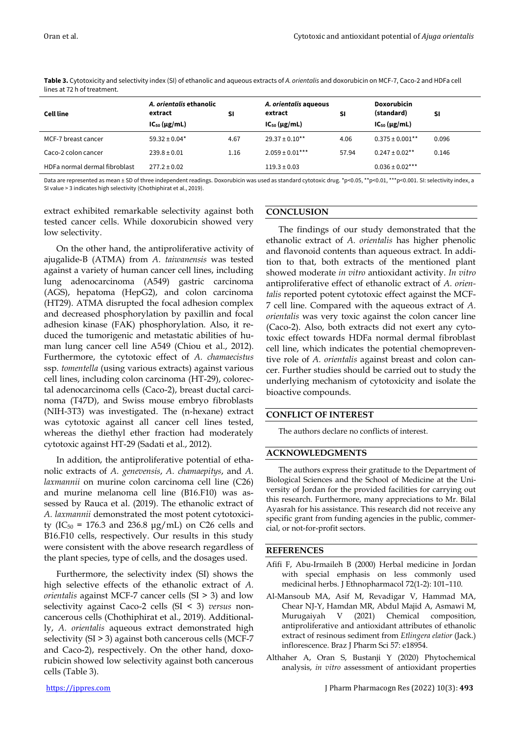**Table 3.** Cytotoxicity and selectivity index (SI) of ethanolic and aqueous extracts of *A. orientalis* and doxorubicin on MCF-7, Caco-2 and HDFa cell lines at 72 h of treatment.

| Cell line | *A. orientalis* ethanolic extract $IC_{50}$ (µg/mL) | SI | *A. orientalis* aqueous extract $IC_{50}$ (µg/mL) | SI | Doxorubicin (standard) $IC_{50}$ (µg/mL) | SI |
|---|---|---|---|---|---|---|
| MCF-7 breast cancer | 59.32 ± 0.04* | 4.67 | 29.37 ± 0.10** | 4.06 | 0.375 ± 0.001** | 0.096 |
| Caco-2 colon cancer | 239.8 ± 0.01 | 1.16 | 2.059 ± 0.01*** | 57.94 | 0.247 ± 0.02** | 0.146 |
| HDFa normal dermal fibroblast | 277.2 ± 0.02 | | 119.3 ± 0.03 | | 0.036 ± 0.02*** | |

Data are represented as mean ± SD of three independent readings. Doxorubicin was used as standard cytotoxic drug. *$p<0.05$, **$p<0.01$, ***$p<0.001$. SI: selectivity index, a SI value > 3 indicates high selectivity (Chothiphirat et al., 2019).

extract exhibited remarkable selectivity against both tested cancer cells. While doxorubicin showed very low selectivity.

On the other hand, the antiproliferative activity of ajugalide-B (ATMA) from *A. taiwanensis* was tested against a variety of human cancer cell lines, including lung adenocarcinoma (A549) gastric carcinoma (AGS), hepatoma (HepG2), and colon carcinoma (HT29). ATMA disrupted the focal adhesion complex and decreased phosphorylation by paxillin and focal adhesion kinase (FAK) phosphorylation. Also, it reduced the tumorigenic and metastatic abilities of human lung cancer cell line A549 (Chiou et al., 2012). Furthermore, the cytotoxic effect of *A. chamaecistus* ssp. *tomentella* (using various extracts) against various cell lines, including colon carcinoma (HT-29), colorectal adenocarcinoma cells (Caco-2), breast ductal carcinoma (T47D), and Swiss mouse embryo fibroblasts (NIH-3T3) was investigated. The (n-hexane) extract was cytotoxic against all cancer cell lines tested, whereas the diethyl ether fraction had moderately cytotoxic against HT-29 (Sadati et al., 2012).

In addition, the antiproliferative potential of ethanolic extracts of *A. genevensis*, *A. chamaepitys*, and *A. laxmannii* on murine colon carcinoma cell line (C26) and murine melanoma cell line (B16.F10) was assessed by Rauca et al. (2019). The ethanolic extract of *A. laxmannii* demonstrated the most potent cytotoxicity ($IC_{50}$ = 176.3 and 236.8 µg/mL) on C26 cells and B16.F10 cells, respectively. Our results in this study were consistent with the above research regardless of the plant species, type of cells, and the dosages used.

Furthermore, the selectivity index (SI) shows the high selective effects of the ethanolic extract of *A. orientalis* against MCF-7 cancer cells (SI > 3) and low selectivity against Caco-2 cells (SI < 3) *versus* non-cancerous cells (Chothiphirat et al., 2019). Additionally, *A. orientalis* aqueous extract demonstrated high selectivity (SI > 3) against both cancerous cells (MCF-7 and Caco-2), respectively. On the other hand, doxorubicin showed low selectivity against both cancerous cells (Table 3).

## CONCLUSION

The findings of our study demonstrated that the ethanolic extract of *A. orientalis* has higher phenolic and flavonoid contents than aqueous extract. In addition to that, both extracts of the mentioned plant showed moderate *in vitro* antioxidant activity. *In vitro* antiproliferative effect of ethanolic extract of *A. orientalis* reported potent cytotoxic effect against the MCF-7 cell line. Compared with the aqueous extract of *A. orientalis* was very toxic against the colon cancer line (Caco-2). Also, both extracts did not exert any cytotoxic effect towards HDFa normal dermal fibroblast cell line, which indicates the potential chemopreventive role of *A. orientalis* against breast and colon cancer. Further studies should be carried out to study the underlying mechanism of cytotoxicity and isolate the bioactive compounds.

## CONFLICT OF INTEREST

The authors declare no conflicts of interest.

## ACKNOWLEDGMENTS

The authors express their gratitude to the Department of Biological Sciences and the School of Medicine at the University of Jordan for the provided facilities for carrying out this research. Furthermore, many appreciations to Mr. Bilal Ayasrah for his assistance. This research did not receive any specific grant from funding agencies in the public, commercial, or not-for-profit sectors.

## REFERENCES

Afifi F, Abu-Irmaileh B (2000) Herbal medicine in Jordan with special emphasis on less commonly used medicinal herbs. J Ethnopharmacol 72(1-2): 101–110.

Al-Mansoub MA, Asif M, Revadigar V, Hammad MA, Chear NJ-Y, Hamdan MR, Abdul Majid A, Asmawi M, Murugaiyah V (2021) Chemical composition, antiproliferative and antioxidant attributes of ethanolic extract of resinous sediment from *Etlingera elatior* (Jack.) inflorescence. Braz J Pharm Sci 57: e18954.

Althaher A, Oran S, Bustanji Y (2020) Phytochemical analysis, *in vitro* assessment of antioxidant properties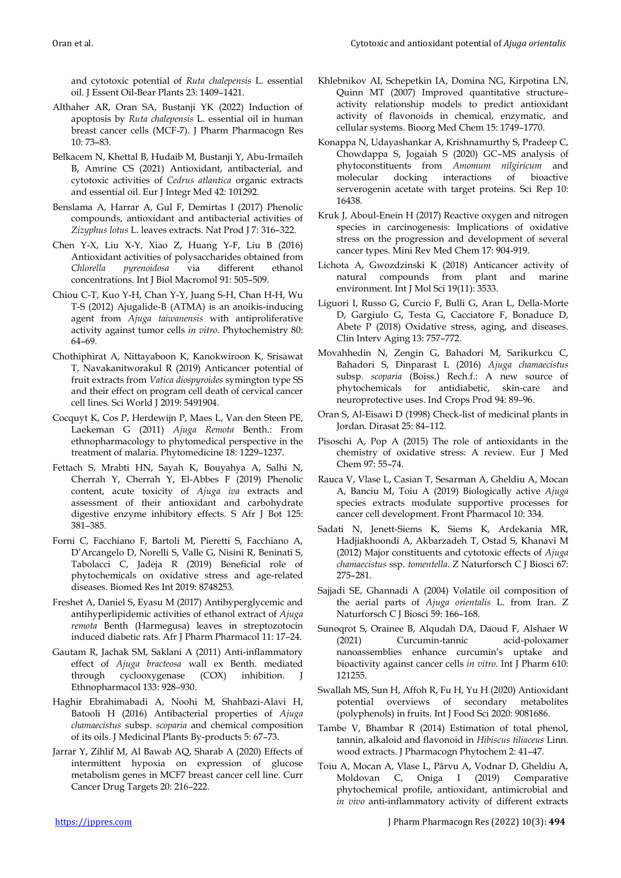and cytotoxic potential of *Ruta chalepensis* L. essential oil. J Essent Oil-Bear Plants 23: 1409–1421.

Althaher AR, Oran SA, Bustanji YK (2022) Induction of apoptosis by *Ruta chalepensis* L. essential oil in human breast cancer cells (MCF-7). J Pharm Pharmacogn Res 10: 73–83.

Belkacem N, Khettal B, Hudaib M, Bustanji Y, Abu-Irmaileh B, Amrine CS (2021) Antioxidant, antibacterial, and cytotoxic activities of *Cedrus atlantica* organic extracts and essential oil. Eur J Integr Med 42: 101292.

Benslama A, Harrar A, Gul F, Demirtas I (2017) Phenolic compounds, antioxidant and antibacterial activities of *Zizyphus lotus* L. leaves extracts. Nat Prod J 7: 316–322.

Chen Y-X, Liu X-Y, Xiao Z, Huang Y-F, Liu B (2016) Antioxidant activities of polysaccharides obtained from *Chlorella pyrenoidosa* via different ethanol concentrations. Int J Biol Macromol 91: 505–509.

Chiou C-T, Kuo Y-H, Chan Y-Y, Juang S-H, Chan H-H, Wu T-S (2012) Ajugalide-B (ATMA) is an anoikis-inducing agent from *Ajuga taiwanensis* with antiproliferative activity against tumor cells *in vitro*. Phytochemistry 80: 64–69.

Chothiphirat A, Nittayaboon K, Kanokwiroon K, Srisawat T, Navakanitworakul R (2019) Anticancer potential of fruit extracts from *Vatica diospyroides* symington type SS and their effect on program cell death of cervical cancer cell lines. Sci World J 2019: 5491904.

Cocquyt K, Cos P, Herdewijn P, Maes L, Van den Steen PE, Laekeman G (2011) *Ajuga Remota* Benth.: From ethnopharmacology to phytomedical perspective in the treatment of malaria. Phytomedicine 18: 1229–1237.

Fettach S, Mrabti HN, Sayah K, Bouyahya A, Salhi N, Cherrah Y, Cherrah Y, El-Abbes F (2019) Phenolic content, acute toxicity of *Ajuga iva* extracts and assessment of their antioxidant and carbohydrate digestive enzyme inhibitory effects. S Afr J Bot 125: 381–385.

Forni C, Facchiano F, Bartoli M, Pieretti S, Facchiano A, D'Arcangelo D, Norelli S, Valle G, Nisini R, Beninati S, Tabolacci C, Jadeja R (2019) Beneficial role of phytochemicals on oxidative stress and age-related diseases. Biomed Res Int 2019: 8748253.

Freshet A, Daniel S, Eyasu M (2017) Antihyperglycemic and antihyperlipidemic activities of ethanol extract of *Ajuga remota* Benth (Harmegusa) leaves in streptozotocin induced diabetic rats. Afr J Pharm Pharmacol 11: 17–24.

Gautam R, Jachak SM, Saklani A (2011) Anti-inflammatory effect of *Ajuga bracteosa* wall ex Benth. mediated through cyclooxygenase (COX) inhibition. J Ethnopharmacol 133: 928–930.

Haghir Ebrahimabadi A, Noohi M, Shahbazi-Alavi H, Batooli H (2016) Antibacterial properties of *Ajuga chamaecistus* subsp. *scoparia* and chemical composition of its oils. J Medicinal Plants By-products 5: 67–73.

Jarrar Y, Zihlif M, Al Bawab AQ, Sharab A (2020) Effects of intermittent hypoxia on expression of glucose metabolism genes in MCF7 breast cancer cell line. Curr Cancer Drug Targets 20: 216–222.

Khlebnikov AI, Schepetkin IA, Domina NG, Kirpotina LN, Quinn MT (2007) Improved quantitative structure–activity relationship models to predict antioxidant activity of flavonoids in chemical, enzymatic, and cellular systems. Bioorg Med Chem 15: 1749–1770.

Konappa N, Udayashankar A, Krishnamurthy S, Pradeep C, Chowdappa S, Jogaiah S (2020) GC–MS analysis of phytoconstituents from *Amomum nilgiricum* and molecular docking interactions of bioactive serverogenin acetate with target proteins. Sci Rep 10: 16438.

Kruk J, Aboul-Enein H (2017) Reactive oxygen and nitrogen species in carcinogenesis: Implications of oxidative stress on the progression and development of several cancer types. Mini Rev Med Chem 17: 904-919.

Lichota A, Gwozdzinski K (2018) Anticancer activity of natural compounds from plant and marine environment. Int J Mol Sci 19(11): 3533.

Liguori I, Russo G, Curcio F, Bulli G, Aran L, Della-Morte D, Gargiulo G, Testa G, Cacciatore F, Bonaduce D, Abete P (2018) Oxidative stress, aging, and diseases. Clin Interv Aging 13: 757–772.

Movahhedin N, Zengin G, Bahadori M, Sarikurkcu C, Bahadori S, Dinparast L (2016) *Ajuga chamaecistus* subsp. *scoparia* (Boiss.) Rech.f.: A new source of phytochemicals for antidiabetic, skin-care and neuroprotective uses. Ind Crops Prod 94: 89–96.

Oran S, Al-Eisawi D (1998) Check-list of medicinal plants in Jordan. Dirasat 25: 84–112.

Pisoschi A, Pop A (2015) The role of antioxidants in the chemistry of oxidative stress: A review. Eur J Med Chem 97: 55–74.

Rauca V, Vlase L, Casian T, Sesarman A, Gheldiu A, Mocan A, Banciu M, Toiu A (2019) Biologically active *Ajuga* species extracts modulate supportive processes for cancer cell development. Front Pharmacol 10: 334.

Sadati N, Jenett-Siems K, Siems K, Ardekania MR, Hadjiakhoondi A, Akbarzadeh T, Ostad S, Khanavi M (2012) Major constituents and cytotoxic effects of *Ajuga chamaecistus* ssp. *tomentella*. Z Naturforsch C J Biosci 67: 275–281.

Sajjadi SE, Ghannadi A (2004) Volatile oil composition of the aerial parts of *Ajuga orientalis* L. from Iran. Z Naturforsch C J Biosci 59: 166–168.

Sunoqrot S, Orainee B, Alqudah DA, Daoud F, Alshaer W (2021) Curcumin-tannic acid-poloxamer nanoassemblies enhance curcumin's uptake and bioactivity against cancer cells *in vitro*. Int J Pharm 610: 121255.

Swallah MS, Sun H, Affoh R, Fu H, Yu H (2020) Antioxidant potential overviews of secondary metabolites (polyphenols) in fruits. Int J Food Sci 2020: 9081686.

Tambe V, Bhambar R (2014) Estimation of total phenol, tannin, alkaloid and flavonoid in *Hibiscus tiliaceus* Linn. wood extracts. J Pharmacogn Phytochem 2: 41–47.

Toiu A, Mocan A, Vlase L, Pârvu A, Vodnar D, Gheldiu A, Moldovan C, Oniga I (2019) Comparative phytochemical profile, antioxidant, antimicrobial and *in vivo* anti-inflammatory activity of different extracts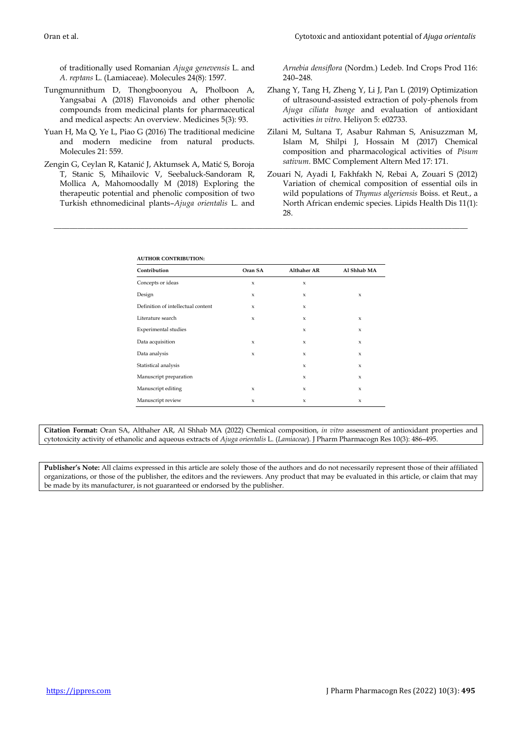of traditionally used Romanian *Ajuga genevensis* L. and *A. reptans* L. (Lamiaceae). Molecules 24(8): 1597.

Tungmunnithum D, Thongboonyou A, Pholboon A, Yangsabai A (2018) Flavonoids and other phenolic compounds from medicinal plants for pharmaceutical and medical aspects: An overview. Medicines 5(3): 93.

Yuan H, Ma Q, Ye L, Piao G (2016) The traditional medicine and modern medicine from natural products. Molecules 21: 559.

Zengin G, Ceylan R, Katanić J, Aktumsek A, Matić S, Boroja T, Stanic S, Mihailovic V, Seebaluck-Sandoram R, Mollica A, Mahomoodally M (2018) Exploring the therapeutic potential and phenolic composition of two Turkish ethnomedicinal plants–*Ajuga orientalis* L. and *Arnebia densiflora* (Nordm.) Ledeb. Ind Crops Prod 116: 240–248.

Zhang Y, Tang H, Zheng Y, Li J, Pan L (2019) Optimization of ultrasound-assisted extraction of poly-phenols from *Ajuga ciliata bunge* and evaluation of antioxidant activities *in vitro*. Heliyon 5: e02733.

Zilani M, Sultana T, Asabur Rahman S, Anisuzzman M, Islam M, Shilpi J, Hossain M (2017) Chemical composition and pharmacological activities of *Pisum sativum*. BMC Complement Altern Med 17: 171.

Zouari N, Ayadi I, Fakhfakh N, Rebai A, Zouari S (2012) Variation of chemical composition of essential oils in wild populations of *Thymus algeriensis* Boiss. et Reut., a North African endemic species. Lipids Health Dis 11(1): 28.

**AUTHOR CONTRIBUTION:**

| Contribution | Oran SA | Althaher AR | Al Shhab MA |
|---|---|---|---|
| Concepts or ideas | x | x | |
| Design | x | x | x |
| Definition of intellectual content | x | x | |
| Literature search | x | x | x |
| Experimental studies | | x | x |
| Data acquisition | x | x | x |
| Data analysis | x | x | x |
| Statistical analysis | | x | x |
| Manuscript preparation | | x | x |
| Manuscript editing | x | x | x |
| Manuscript review | x | x | x |

**Citation Format:** Oran SA, Althaher AR, Al Shhab MA (2022) Chemical composition, *in vitro* assessment of antioxidant properties and cytotoxicity activity of ethanolic and aqueous extracts of *Ajuga orientalis* L. (*Lamiaceae*). J Pharm Pharmacogn Res 10(3): 486–495.

**Publisher's Note:** All claims expressed in this article are solely those of the authors and do not necessarily represent those of their affiliated organizations, or those of the publisher, the editors and the reviewers. Any product that may be evaluated in this article, or claim that may be made by its manufacturer, is not guaranteed or endorsed by the publisher.